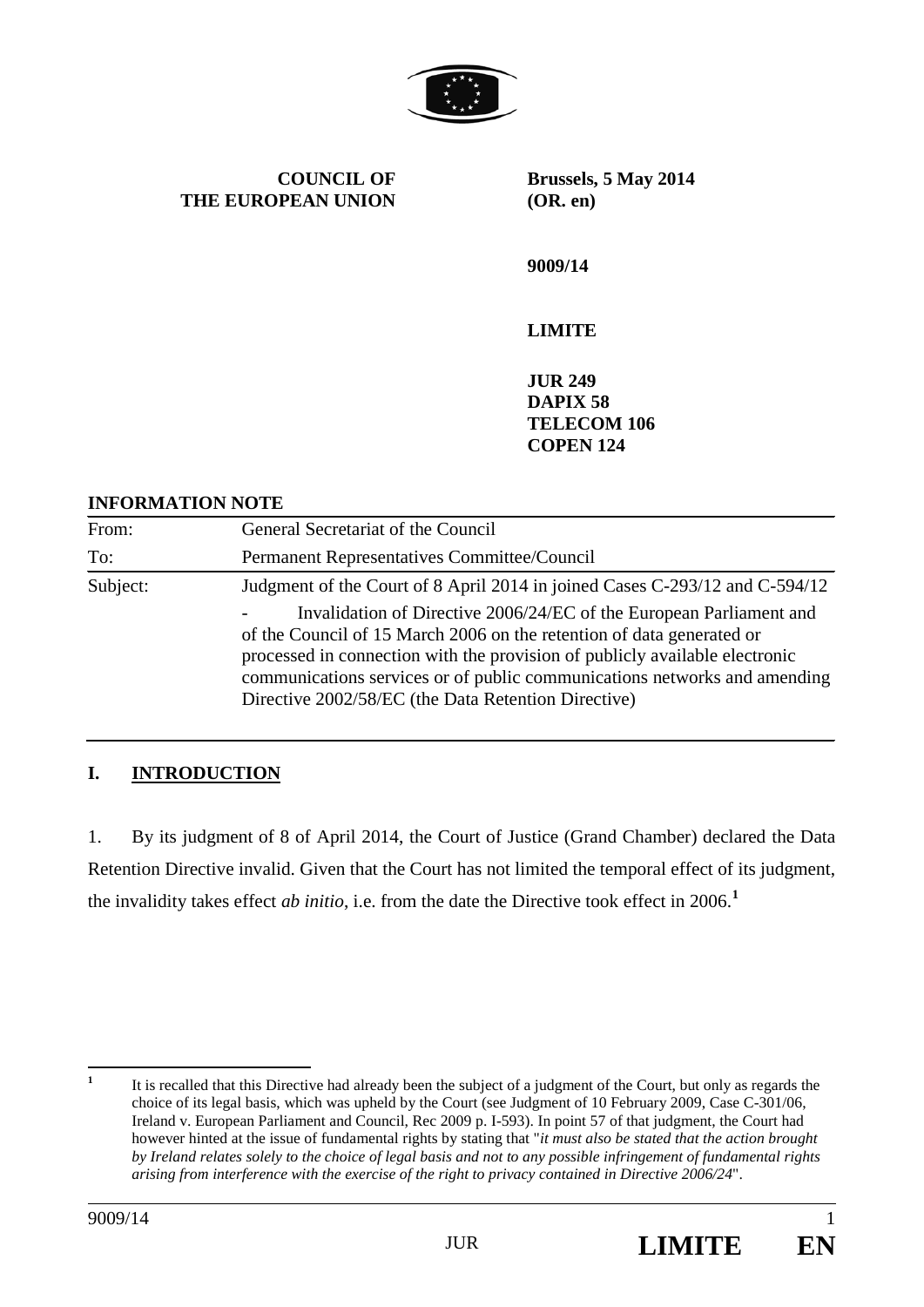**COUNCIL OF THE EUROPEAN UNION**

**Brussels, 5 May 2014**
**(OR. en)**

**9009/14**

**LIMITE**

**JUR 249**
**DAPIX 58**
**TELECOM 106**
**COPEN 124**

**INFORMATION NOTE**

| | |
|---|---|
| From: | General Secretariat of the Council |
| To: | Permanent Representatives Committee/Council |
| Subject: | Judgment of the Court of 8 April 2014 in joined Cases C-293/12 and C-594/12 - Invalidation of Directive 2006/24/EC of the European Parliament and of the Council of 15 March 2006 on the retention of data generated or processed in connection with the provision of publicly available electronic communications services or of public communications networks and amending Directive 2002/58/EC (the Data Retention Directive) |

## I. INTRODUCTION

1. By its judgment of 8 of April 2014, the Court of Justice (Grand Chamber) declared the Data Retention Directive invalid. Given that the Court has not limited the temporal effect of its judgment, the invalidity takes effect *ab initio*, i.e. from the date the Directive took effect in 2006.[1]

---

[1] It is recalled that this Directive had already been the subject of a judgment of the Court, but only as regards the choice of its legal basis, which was upheld by the Court (see Judgment of 10 February 2009, Case C-301/06, Ireland v. European Parliament and Council, Rec 2009 p. I-593). In point 57 of that judgment, the Court had however hinted at the issue of fundamental rights by stating that "*it must also be stated that the action brought by Ireland relates solely to the choice of legal basis and not to any possible infringement of fundamental rights arising from interference with the exercise of the right to privacy contained in Directive 2006/24*".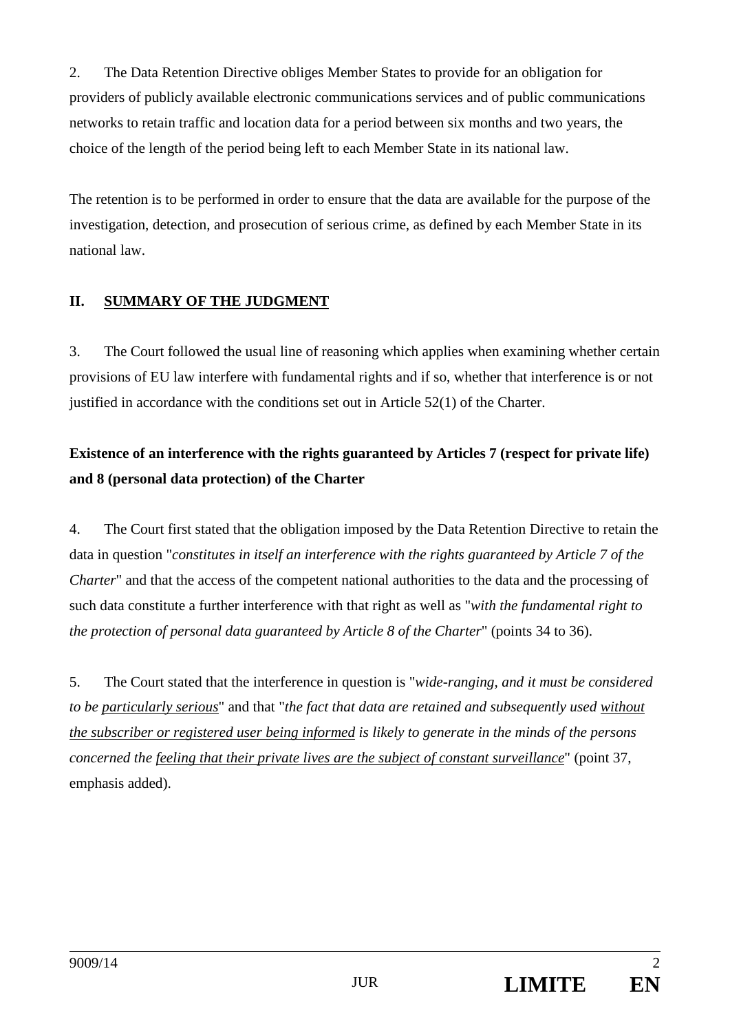2. The Data Retention Directive obliges Member States to provide for an obligation for providers of publicly available electronic communications services and of public communications networks to retain traffic and location data for a period between six months and two years, the choice of the length of the period being left to each Member State in its national law.

The retention is to be performed in order to ensure that the data are available for the purpose of the investigation, detection, and prosecution of serious crime, as defined by each Member State in its national law.

## II. SUMMARY OF THE JUDGMENT

3. The Court followed the usual line of reasoning which applies when examining whether certain provisions of EU law interfere with fundamental rights and if so, whether that interference is or not justified in accordance with the conditions set out in Article 52(1) of the Charter.

**Existence of an interference with the rights guaranteed by Articles 7 (respect for private life) and 8 (personal data protection) of the Charter**

4. The Court first stated that the obligation imposed by the Data Retention Directive to retain the data in question "*constitutes in itself an interference with the rights guaranteed by Article 7 of the Charter*" and that the access of the competent national authorities to the data and the processing of such data constitute a further interference with that right as well as "*with the fundamental right to the protection of personal data guaranteed by Article 8 of the Charter*" (points 34 to 36).

5. The Court stated that the interference in question is "*wide-ranging, and it must be considered to be <u>particularly serious</u>*" and that "*the fact that data are retained and subsequently used <u>without the subscriber or registered user being informed</u> is likely to generate in the minds of the persons concerned the <u>feeling that their private lives are the subject of constant surveillance</u>*" (point 37, emphasis added).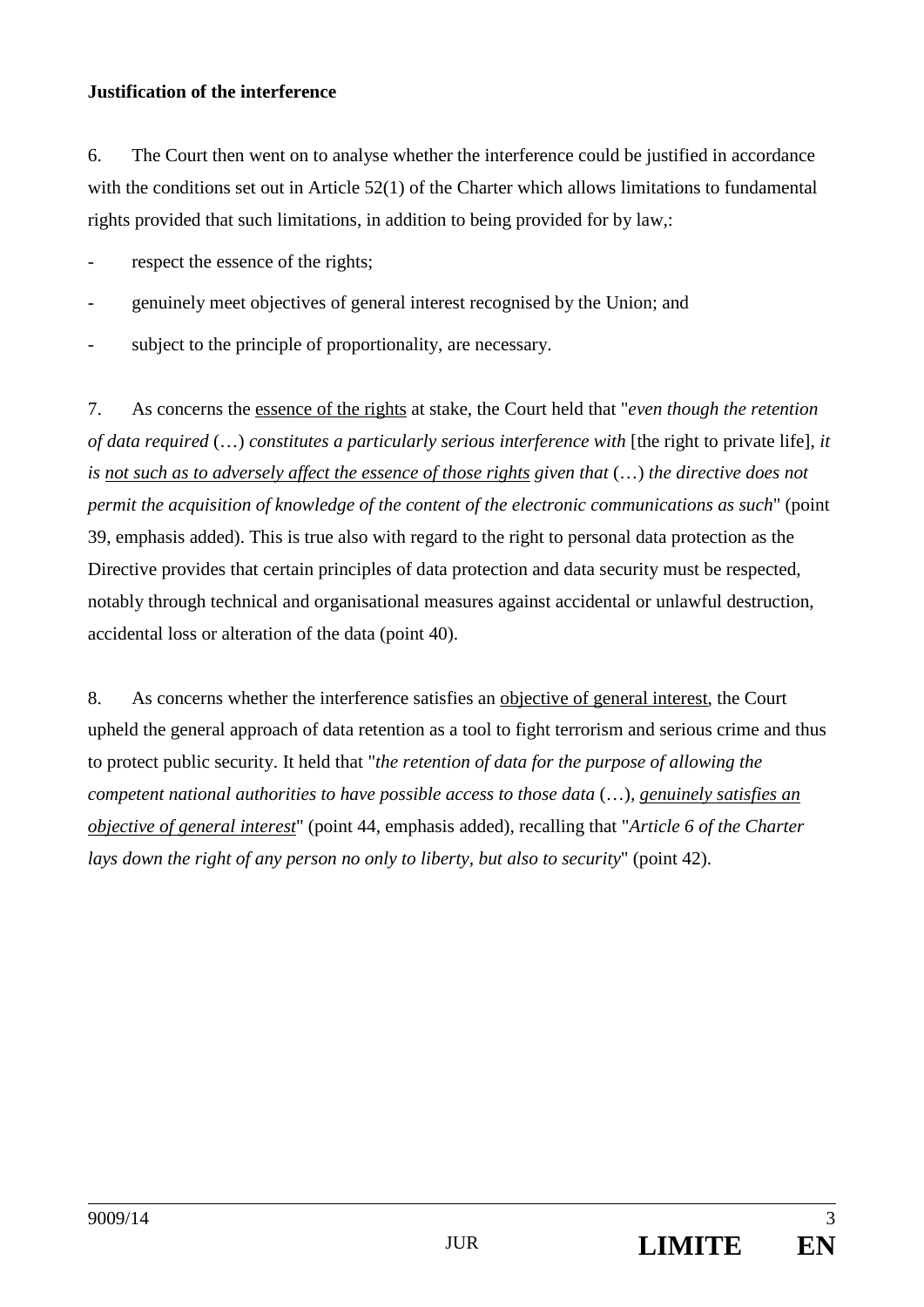**Justification of the interference**

6. The Court then went on to analyse whether the interference could be justified in accordance with the conditions set out in Article 52(1) of the Charter which allows limitations to fundamental rights provided that such limitations, in addition to being provided for by law,:

- respect the essence of the rights;
- genuinely meet objectives of general interest recognised by the Union; and
- subject to the principle of proportionality, are necessary.

7. As concerns the <u>essence of the rights</u> at stake, the Court held that "*even though the retention of data required* (…) *constitutes a particularly serious interference with* [the right to private life], *it is <u>not such as to adversely affect the essence of those rights</u> given that* (…) *the directive does not permit the acquisition of knowledge of the content of the electronic communications as such*" (point 39, emphasis added). This is true also with regard to the right to personal data protection as the Directive provides that certain principles of data protection and data security must be respected, notably through technical and organisational measures against accidental or unlawful destruction, accidental loss or alteration of the data (point 40).

8. As concerns whether the interference satisfies an <u>objective of general interest</u>, the Court upheld the general approach of data retention as a tool to fight terrorism and serious crime and thus to protect public security. It held that "*the retention of data for the purpose of allowing the competent national authorities to have possible access to those data* (…), *<u>genuinely satisfies an objective of general interest</u>*" (point 44, emphasis added), recalling that "*Article 6 of the Charter lays down the right of any person no only to liberty, but also to security*" (point 42).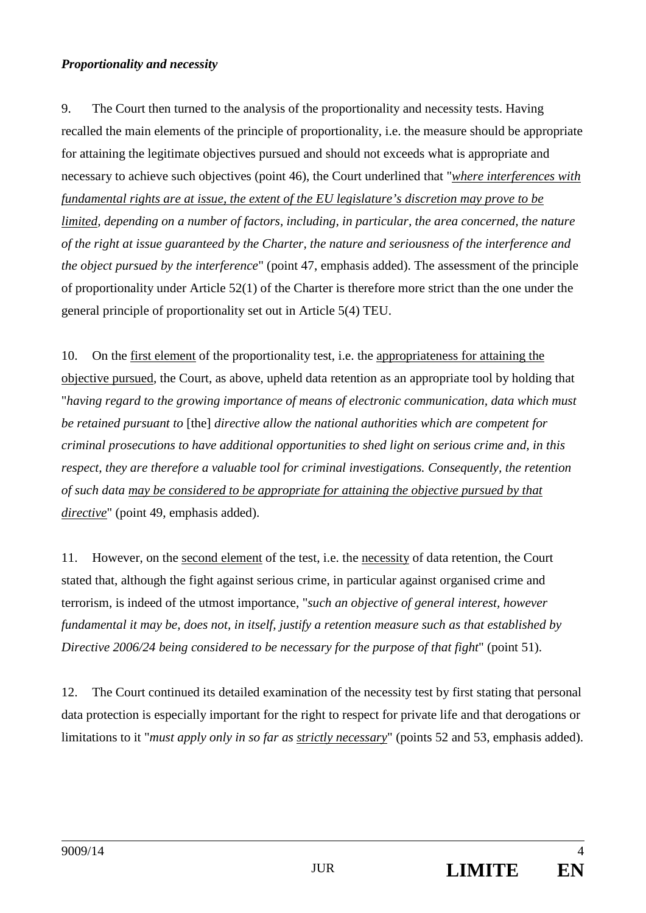***Proportionality and necessity***

9. The Court then turned to the analysis of the proportionality and necessity tests. Having recalled the main elements of the principle of proportionality, i.e. the measure should be appropriate for attaining the legitimate objectives pursued and should not exceeds what is appropriate and necessary to achieve such objectives (point 46), the Court underlined that "*where interferences with fundamental rights are at issue, the extent of the EU legislature's discretion may prove to be limited, depending on a number of factors, including, in particular, the area concerned, the nature of the right at issue guaranteed by the Charter, the nature and seriousness of the interference and the object pursued by the interference*" (point 47, emphasis added). The assessment of the principle of proportionality under Article 52(1) of the Charter is therefore more strict than the one under the general principle of proportionality set out in Article 5(4) TEU.

10. On the first element of the proportionality test, i.e. the appropriateness for attaining the objective pursued, the Court, as above, upheld data retention as an appropriate tool by holding that "*having regard to the growing importance of means of electronic communication, data which must be retained pursuant to* [the] *directive allow the national authorities which are competent for criminal prosecutions to have additional opportunities to shed light on serious crime and, in this respect, they are therefore a valuable tool for criminal investigations. Consequently, the retention of such data may be considered to be appropriate for attaining the objective pursued by that directive*" (point 49, emphasis added).

11. However, on the second element of the test, i.e. the necessity of data retention, the Court stated that, although the fight against serious crime, in particular against organised crime and terrorism, is indeed of the utmost importance, "*such an objective of general interest, however fundamental it may be, does not, in itself, justify a retention measure such as that established by Directive 2006/24 being considered to be necessary for the purpose of that fight*" (point 51).

12. The Court continued its detailed examination of the necessity test by first stating that personal data protection is especially important for the right to respect for private life and that derogations or limitations to it "*must apply only in so far as strictly necessary*" (points 52 and 53, emphasis added).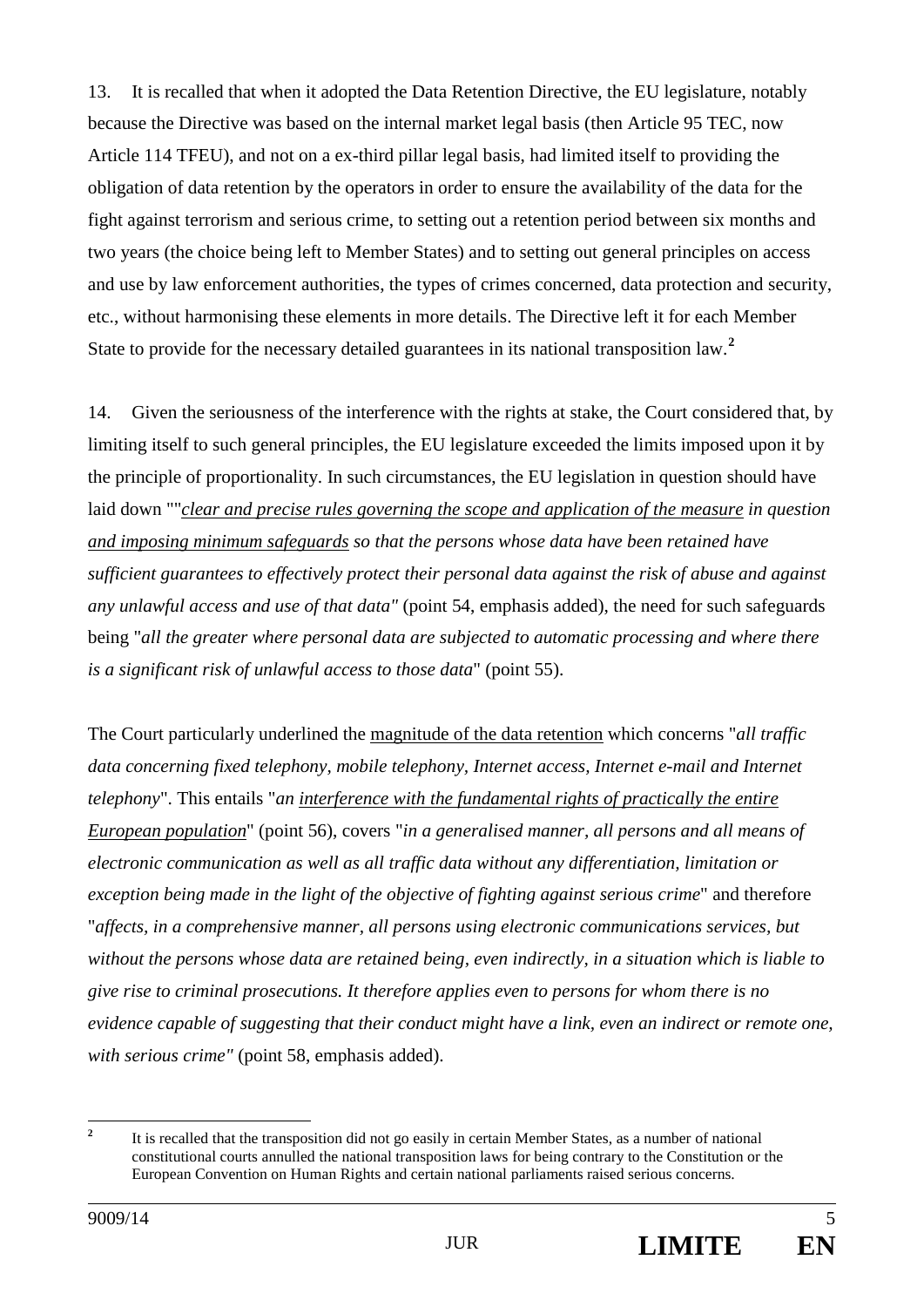13. It is recalled that when it adopted the Data Retention Directive, the EU legislature, notably because the Directive was based on the internal market legal basis (then Article 95 TEC, now Article 114 TFEU), and not on a ex-third pillar legal basis, had limited itself to providing the obligation of data retention by the operators in order to ensure the availability of the data for the fight against terrorism and serious crime, to setting out a retention period between six months and two years (the choice being left to Member States) and to setting out general principles on access and use by law enforcement authorities, the types of crimes concerned, data protection and security, etc., without harmonising these elements in more details. The Directive left it for each Member State to provide for the necessary detailed guarantees in its national transposition law.[2]

14. Given the seriousness of the interference with the rights at stake, the Court considered that, by limiting itself to such general principles, the EU legislature exceeded the limits imposed upon it by the principle of proportionality. In such circumstances, the EU legislation in question should have laid down ""*<u>clear and precise rules governing the scope and application of the measure</u> in question <u>and imposing minimum safeguards</u> so that the persons whose data have been retained have sufficient guarantees to effectively protect their personal data against the risk of abuse and against any unlawful access and use of that data"* (point 54, emphasis added), the need for such safeguards being "*all the greater where personal data are subjected to automatic processing and where there is a significant risk of unlawful access to those data*" (point 55).

The Court particularly underlined the <u>magnitude of the data retention</u> which concerns "*all traffic data concerning fixed telephony, mobile telephony, Internet access, Internet e-mail and Internet telephony*". This entails "*an <u>interference with the fundamental rights of practically the entire European population</u>*" (point 56), covers "*in a generalised manner, all persons and all means of electronic communication as well as all traffic data without any differentiation, limitation or exception being made in the light of the objective of fighting against serious crime*" and therefore "*affects, in a comprehensive manner, all persons using electronic communications services, but without the persons whose data are retained being, even indirectly, in a situation which is liable to give rise to criminal prosecutions. It therefore applies even to persons for whom there is no evidence capable of suggesting that their conduct might have a link, even an indirect or remote one, with serious crime"* (point 58, emphasis added).

---

[2] It is recalled that the transposition did not go easily in certain Member States, as a number of national constitutional courts annulled the national transposition laws for being contrary to the Constitution or the European Convention on Human Rights and certain national parliaments raised serious concerns.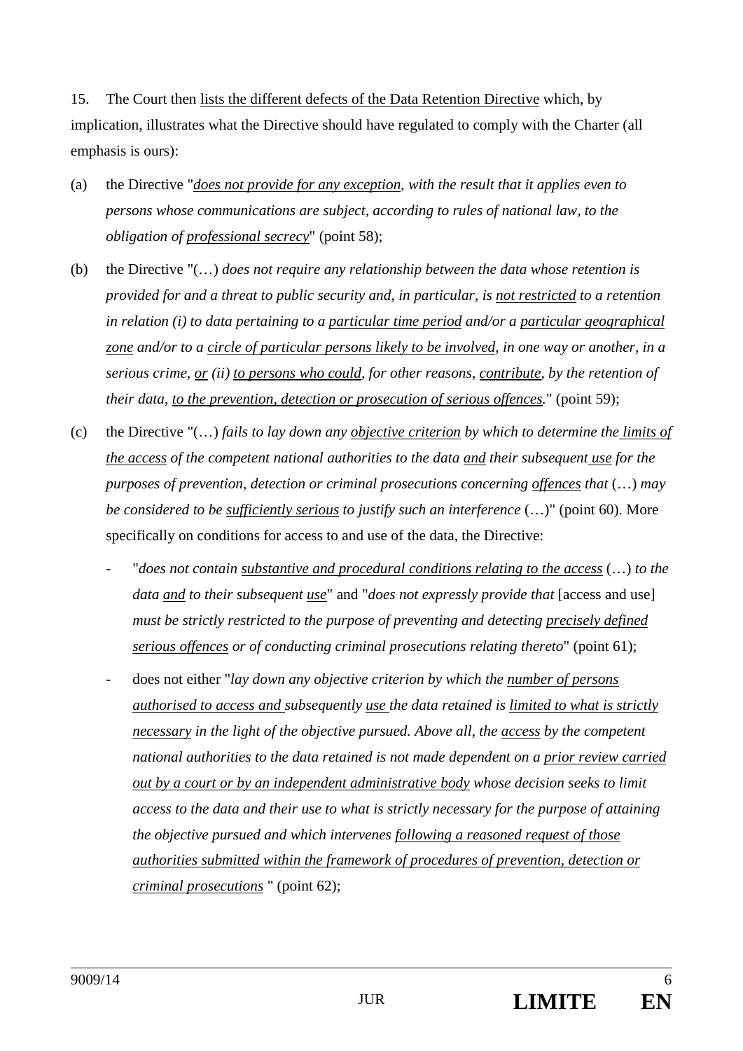15. The Court then <u>lists the different defects of the Data Retention Directive</u> which, by implication, illustrates what the Directive should have regulated to comply with the Charter (all emphasis is ours):

(a) the Directive "*<u>does not provide for any exception</u>, with the result that it applies even to persons whose communications are subject, according to rules of national law, to the obligation of <u>professional secrecy</u>*" (point 58);

(b) the Directive "(…) *does not require any relationship between the data whose retention is provided for and a threat to public security and, in particular, is <u>not restricted</u> to a retention in relation (i) to data pertaining to a <u>particular time period</u> and/or a <u>particular geographical zone</u> and/or to a <u>circle of particular persons likely to be involved</u>, in one way or another, in a serious crime, <u>or</u> (ii) <u>to persons who could</u>, for other reasons, <u>contribute</u>, by the retention of their data, <u>to the prevention, detection or prosecution of serious offences</u>.*" (point 59);

(c) the Directive "(…) *fails to lay down any <u>objective criterion</u> by which to determine the <u>limits of the access</u> of the competent national authorities to the data <u>and</u> their subsequent <u>use</u> for the purposes of prevention, detection or criminal prosecutions concerning <u>offences</u> that* (…) *may be considered to be <u>sufficiently serious</u> to justify such an interference* (…)" (point 60). More specifically on conditions for access to and use of the data, the Directive:

- "*does not contain <u>substantive and procedural conditions relating to the access</u>* (…) *to the data <u>and</u> to their subsequent <u>use</u>*" and "*does not expressly provide that* [access and use] *must be strictly restricted to the purpose of preventing and detecting <u>precisely defined serious offences</u> or of conducting criminal prosecutions relating thereto*" (point 61);

- does not either "*lay down any objective criterion by which the <u>number of persons authorised to access and</u> subsequently <u>use</u> the data retained is <u>limited to what is strictly necessary</u> in the light of the objective pursued. Above all, the <u>access</u> by the competent national authorities to the data retained is not made dependent on a <u>prior review carried out by a court or by an independent administrative body</u> whose decision seeks to limit access to the data and their use to what is strictly necessary for the purpose of attaining the objective pursued and which intervenes <u>following a reasoned request of those authorities submitted within the framework of procedures of prevention, detection or criminal prosecutions</u>* " (point 62);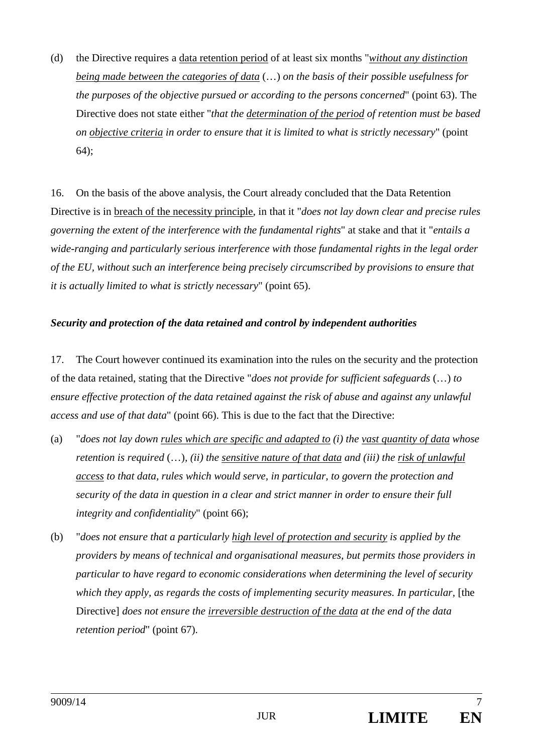(d) the Directive requires a <u>data retention period</u> of at least six months "*<u>without any distinction being made between the categories of data</u>* (…) *on the basis of their possible usefulness for the purposes of the objective pursued or according to the persons concerned*" (point 63). The Directive does not state either "*that the <u>determination of the period</u> of retention must be based on <u>objective criteria</u> in order to ensure that it is limited to what is strictly necessary*" (point 64);

16. On the basis of the above analysis, the Court already concluded that the Data Retention Directive is in <u>breach of the necessity principle</u>, in that it "*does not lay down clear and precise rules governing the extent of the interference with the fundamental rights*" at stake and that it "*entails a wide-ranging and particularly serious interference with those fundamental rights in the legal order of the EU, without such an interference being precisely circumscribed by provisions to ensure that it is actually limited to what is strictly necessary*" (point 65).

***Security and protection of the data retained and control by independent authorities***

17. The Court however continued its examination into the rules on the security and the protection of the data retained, stating that the Directive "*does not provide for sufficient safeguards* (…) *to ensure effective protection of the data retained against the risk of abuse and against any unlawful access and use of that data*" (point 66). This is due to the fact that the Directive:

(a) "*does not lay down <u>rules which are specific and adapted to</u> (i) the <u>vast quantity of data</u> whose retention is required* (…)*, (ii) the <u>sensitive nature of that data</u> and (iii) the <u>risk of unlawful access</u> to that data, rules which would serve, in particular, to govern the protection and security of the data in question in a clear and strict manner in order to ensure their full integrity and confidentiality*" (point 66);

(b) "*does not ensure that a particularly <u>high level of protection and security</u> is applied by the providers by means of technical and organisational measures, but permits those providers in particular to have regard to economic considerations when determining the level of security which they apply, as regards the costs of implementing security measures. In particular,* [the Directive] *does not ensure the <u>irreversible destruction of the data</u> at the end of the data retention period*" (point 67).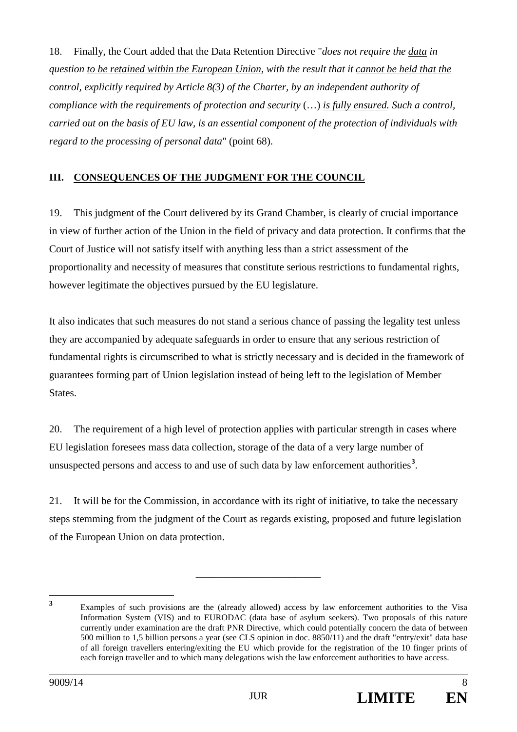18. Finally, the Court added that the Data Retention Directive "*does not require the data in question to be retained within the European Union, with the result that it cannot be held that the control, explicitly required by Article 8(3) of the Charter, by an independent authority of compliance with the requirements of protection and security* (…) *is fully ensured. Such a control, carried out on the basis of EU law, is an essential component of the protection of individuals with regard to the processing of personal data*" (point 68).

## III. CONSEQUENCES OF THE JUDGMENT FOR THE COUNCIL

19. This judgment of the Court delivered by its Grand Chamber, is clearly of crucial importance in view of further action of the Union in the field of privacy and data protection. It confirms that the Court of Justice will not satisfy itself with anything less than a strict assessment of the proportionality and necessity of measures that constitute serious restrictions to fundamental rights, however legitimate the objectives pursued by the EU legislature.

It also indicates that such measures do not stand a serious chance of passing the legality test unless they are accompanied by adequate safeguards in order to ensure that any serious restriction of fundamental rights is circumscribed to what is strictly necessary and is decided in the framework of guarantees forming part of Union legislation instead of being left to the legislation of Member States.

20. The requirement of a high level of protection applies with particular strength in cases where EU legislation foresees mass data collection, storage of the data of a very large number of unsuspected persons and access to and use of such data by law enforcement authorities[3].

21. It will be for the Commission, in accordance with its right of initiative, to take the necessary steps stemming from the judgment of the Court as regards existing, proposed and future legislation of the European Union on data protection.

---

[3] Examples of such provisions are the (already allowed) access by law enforcement authorities to the Visa Information System (VIS) and to EURODAC (data base of asylum seekers). Two proposals of this nature currently under examination are the draft PNR Directive, which could potentially concern the data of between 500 million to 1,5 billion persons a year (see CLS opinion in doc. 8850/11) and the draft "entry/exit" data base of all foreign travellers entering/exiting the EU which provide for the registration of the 10 finger prints of each foreign traveller and to which many delegations wish the law enforcement authorities to have access.